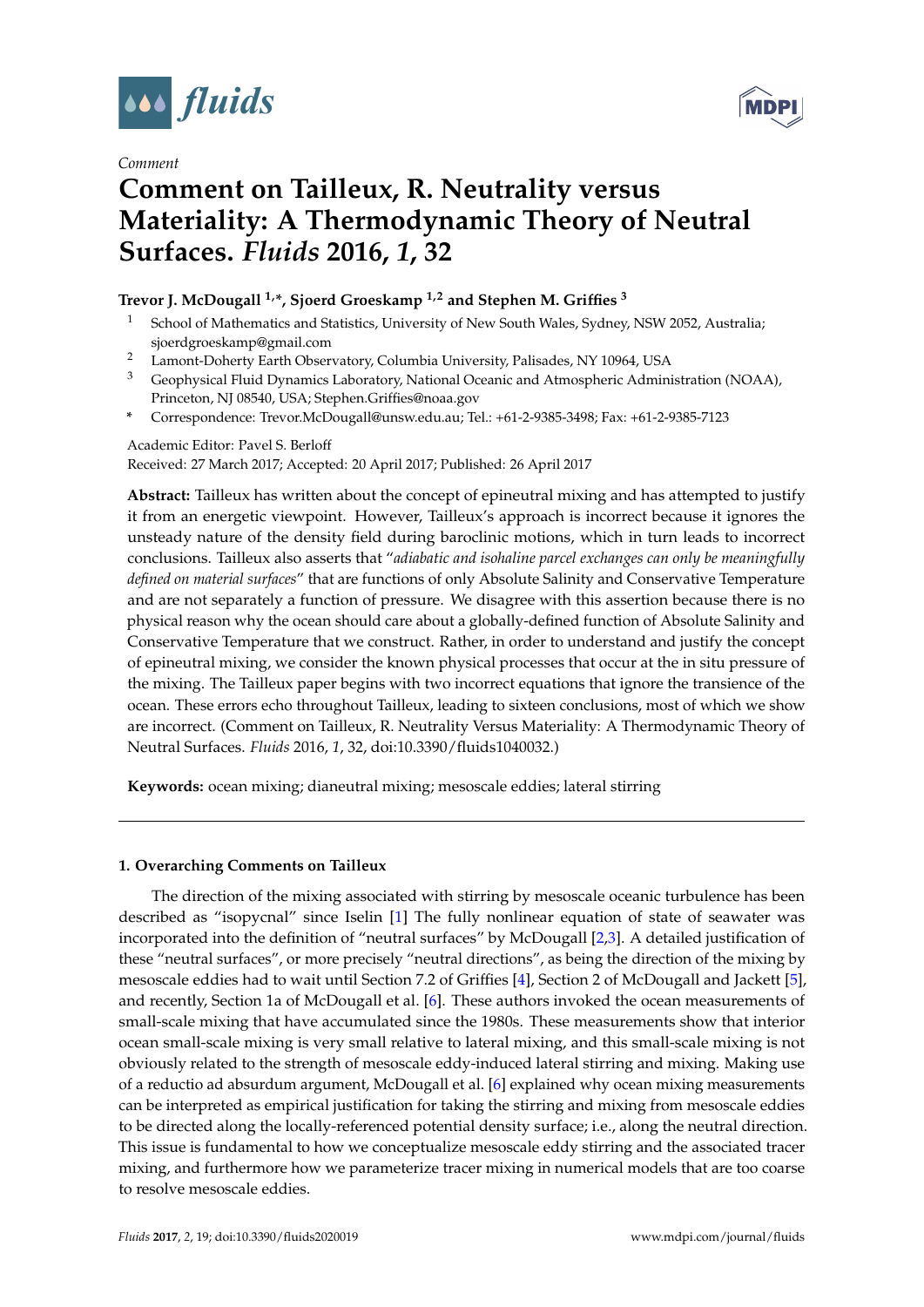*Comment*

# Comment on Tailleux, R. Neutrality versus Materiality: A Thermodynamic Theory of Neutral Surfaces. *Fluids* 2016, *1*, 32

**Trevor J. McDougall [1,*], Sjoerd Groeskamp [1,2] and Stephen M. Griffies [3]**

1. School of Mathematics and Statistics, University of New South Wales, Sydney, NSW 2052, Australia; sjoerdgroeskamp@gmail.com
2. Lamont-Doherty Earth Observatory, Columbia University, Palisades, NY 10964, USA
3. Geophysical Fluid Dynamics Laboratory, National Oceanic and Atmospheric Administration (NOAA), Princeton, NJ 08540, USA; Stephen.Griffies@noaa.gov

\* Correspondence: Trevor.McDougall@unsw.edu.au; Tel.: +61-2-9385-3498; Fax: +61-2-9385-7123

Academic Editor: Pavel S. Berloff

Received: 27 March 2017; Accepted: 20 April 2017; Published: 26 April 2017

**Abstract:** Tailleux has written about the concept of epineutral mixing and has attempted to justify it from an energetic viewpoint. However, Tailleux's approach is incorrect because it ignores the unsteady nature of the density field during baroclinic motions, which in turn leads to incorrect conclusions. Tailleux also asserts that "*adiabatic and isohaline parcel exchanges can only be meaningfully defined on material surfaces*" that are functions of only Absolute Salinity and Conservative Temperature and are not separately a function of pressure. We disagree with this assertion because there is no physical reason why the ocean should care about a globally-defined function of Absolute Salinity and Conservative Temperature that we construct. Rather, in order to understand and justify the concept of epineutral mixing, we consider the known physical processes that occur at the in situ pressure of the mixing. The Tailleux paper begins with two incorrect equations that ignore the transience of the ocean. These errors echo throughout Tailleux, leading to sixteen conclusions, most of which we show are incorrect. (Comment on Tailleux, R. Neutrality Versus Materiality: A Thermodynamic Theory of Neutral Surfaces. *Fluids* 2016, *1*, 32, doi:10.3390/fluids1040032.)

**Keywords:** ocean mixing; dianeutral mixing; mesoscale eddies; lateral stirring

## 1. Overarching Comments on Tailleux

The direction of the mixing associated with stirring by mesoscale oceanic turbulence has been described as "isopycnal" since Iselin [1] The fully nonlinear equation of state of seawater was incorporated into the definition of "neutral surfaces" by McDougall [2,3]. A detailed justification of these "neutral surfaces", or more precisely "neutral directions", as being the direction of the mixing by mesoscale eddies had to wait until Section 7.2 of Griffies [4], Section 2 of McDougall and Jackett [5], and recently, Section 1a of McDougall et al. [6]. These authors invoked the ocean measurements of small-scale mixing that have accumulated since the 1980s. These measurements show that interior ocean small-scale mixing is very small relative to lateral mixing, and this small-scale mixing is not obviously related to the strength of mesoscale eddy-induced lateral stirring and mixing. Making use of a reductio ad absurdum argument, McDougall et al. [6] explained why ocean mixing measurements can be interpreted as empirical justification for taking the stirring and mixing from mesoscale eddies to be directed along the locally-referenced potential density surface; i.e., along the neutral direction. This issue is fundamental to how we conceptualize mesoscale eddy stirring and the associated tracer mixing, and furthermore how we parameterize tracer mixing in numerical models that are too coarse to resolve mesoscale eddies.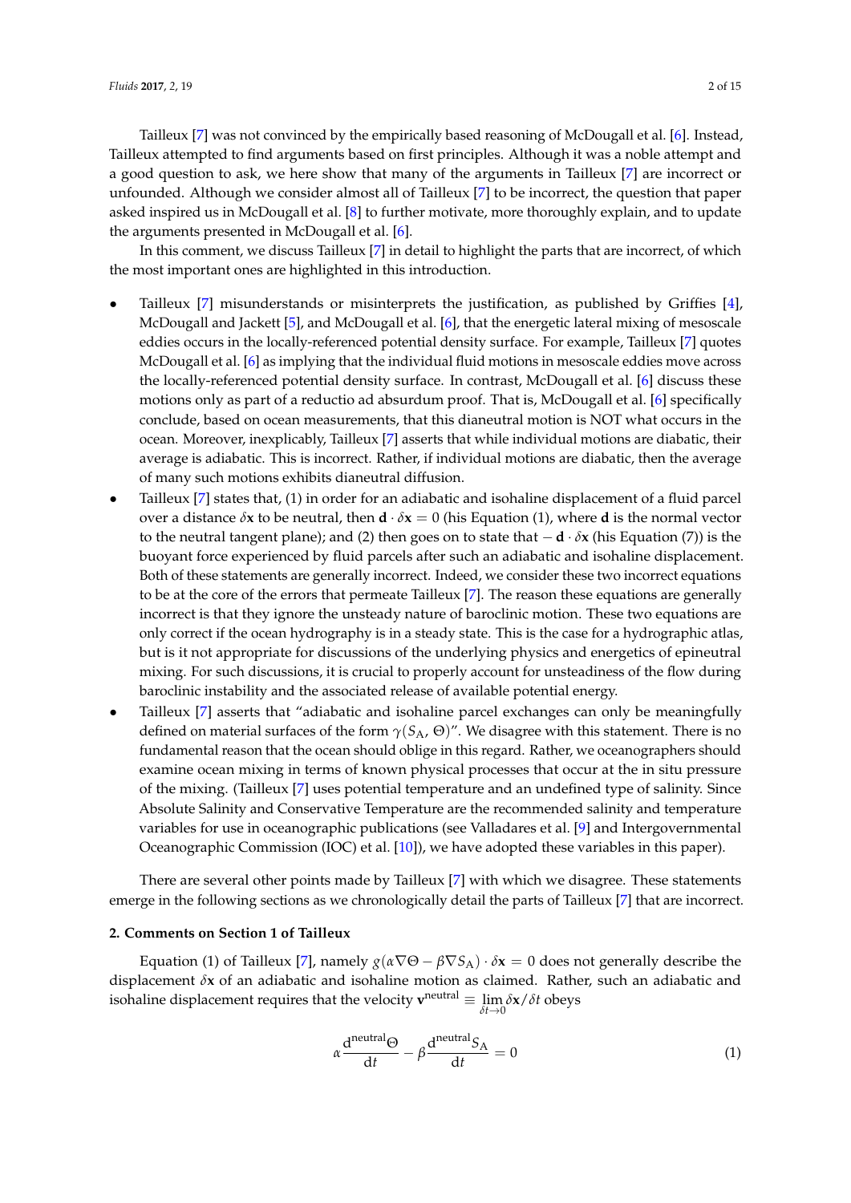Tailleux [7] was not convinced by the empirically based reasoning of McDougall et al. [6]. Instead, Tailleux attempted to find arguments based on first principles. Although it was a noble attempt and a good question to ask, we here show that many of the arguments in Tailleux [7] are incorrect or unfounded. Although we consider almost all of Tailleux [7] to be incorrect, the question that paper asked inspired us in McDougall et al. [8] to further motivate, more thoroughly explain, and to update the arguments presented in McDougall et al. [6].

In this comment, we discuss Tailleux [7] in detail to highlight the parts that are incorrect, of which the most important ones are highlighted in this introduction.

- Tailleux [7] misunderstands or misinterprets the justification, as published by Griffies [4], McDougall and Jackett [5], and McDougall et al. [6], that the energetic lateral mixing of mesoscale eddies occurs in the locally-referenced potential density surface. For example, Tailleux [7] quotes McDougall et al. [6] as implying that the individual fluid motions in mesoscale eddies move across the locally-referenced potential density surface. In contrast, McDougall et al. [6] discuss these motions only as part of a reductio ad absurdum proof. That is, McDougall et al. [6] specifically conclude, based on ocean measurements, that this dianeutral motion is NOT what occurs in the ocean. Moreover, inexplicably, Tailleux [7] asserts that while individual motions are diabatic, their average is adiabatic. This is incorrect. Rather, if individual motions are diabatic, then the average of many such motions exhibits dianeutral diffusion.
- Tailleux [7] states that, (1) in order for an adiabatic and isohaline displacement of a fluid parcel over a distance $\delta \mathbf{x}$ to be neutral, then $\mathbf{d} \cdot \delta \mathbf{x} = 0$ (his Equation (1), where $\mathbf{d}$ is the normal vector to the neutral tangent plane); and (2) then goes on to state that $-\mathbf{d} \cdot \delta \mathbf{x}$ (his Equation (7)) is the buoyant force experienced by fluid parcels after such an adiabatic and isohaline displacement. Both of these statements are generally incorrect. Indeed, we consider these two incorrect equations to be at the core of the errors that permeate Tailleux [7]. The reason these equations are generally incorrect is that they ignore the unsteady nature of baroclinic motion. These two equations are only correct if the ocean hydrography is in a steady state. This is the case for a hydrographic atlas, but is it not appropriate for discussions of the underlying physics and energetics of epineutral mixing. For such discussions, it is crucial to properly account for unsteadiness of the flow during baroclinic instability and the associated release of available potential energy.
- Tailleux [7] asserts that "adiabatic and isohaline parcel exchanges can only be meaningfully defined on material surfaces of the form $\gamma(S_A, \Theta)$". We disagree with this statement. There is no fundamental reason that the ocean should oblige in this regard. Rather, we oceanographers should examine ocean mixing in terms of known physical processes that occur at the in situ pressure of the mixing. (Tailleux [7] uses potential temperature and an undefined type of salinity. Since Absolute Salinity and Conservative Temperature are the recommended salinity and temperature variables for use in oceanographic publications (see Valladares et al. [9] and Intergovernmental Oceanographic Commission (IOC) et al. [10]), we have adopted these variables in this paper).

There are several other points made by Tailleux [7] with which we disagree. These statements emerge in the following sections as we chronologically detail the parts of Tailleux [7] that are incorrect.

## 2. Comments on Section 1 of Tailleux

Equation (1) of Tailleux [7], namely $g(\alpha \nabla \Theta - \beta \nabla S_A) \cdot \delta \mathbf{x} = 0$ does not generally describe the displacement $\delta \mathbf{x}$ of an adiabatic and isohaline motion as claimed. Rather, such an adiabatic and isohaline displacement requires that the velocity $\mathbf{v}^{\text{neutral}} \equiv \lim_{\delta t \to 0} \delta \mathbf{x} / \delta t$ obeys

$$\alpha \frac{\mathrm{d}^{\text{neutral}} \Theta}{\mathrm{d}t} - \beta \frac{\mathrm{d}^{\text{neutral}} S_A}{\mathrm{d}t} = 0 \tag{1}$$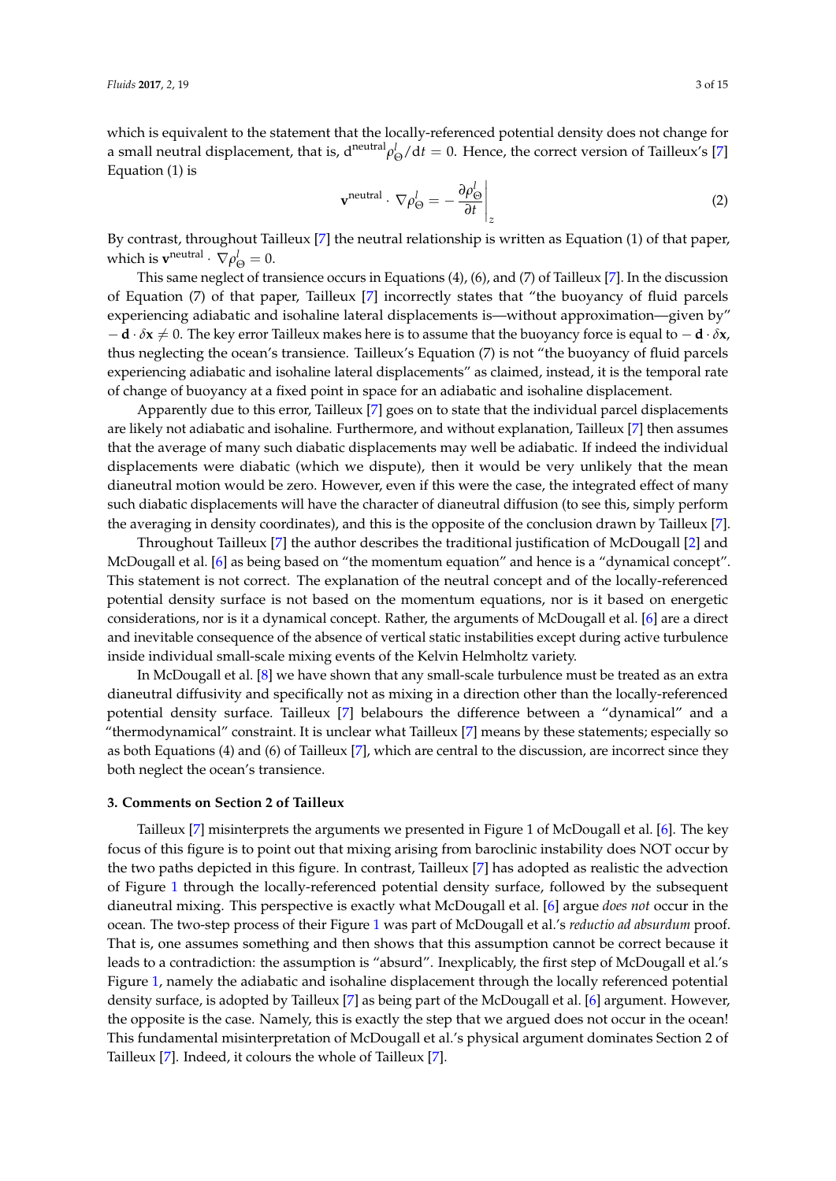which is equivalent to the statement that the locally-referenced potential density does not change for a small neutral displacement, that is, $\mathrm{d}^{\mathrm{neutral}} \rho_{\Theta}^{l} / \mathrm{d}t = 0$. Hence, the correct version of Tailleux's [7] Equation (1) is

$$\mathbf{v}^{\mathrm{neutral}} \cdot \nabla \rho_{\Theta}^{l} = - \left. \frac{\partial \rho_{\Theta}^{l}}{\partial t} \right|_{z} \tag{2}$$

By contrast, throughout Tailleux [7] the neutral relationship is written as Equation (1) of that paper, which is $\mathbf{v}^{\mathrm{neutral}} \cdot \nabla \rho_{\Theta}^{l} = 0$.

This same neglect of transience occurs in Equations (4), (6), and (7) of Tailleux [7]. In the discussion of Equation (7) of that paper, Tailleux [7] incorrectly states that "the buoyancy of fluid parcels experiencing adiabatic and isohaline lateral displacements is—without approximation—given by" $-\mathbf{d} \cdot \delta \mathbf{x} \neq 0$. The key error Tailleux makes here is to assume that the buoyancy force is equal to $-\mathbf{d} \cdot \delta \mathbf{x}$, thus neglecting the ocean's transience. Tailleux's Equation (7) is not "the buoyancy of fluid parcels experiencing adiabatic and isohaline lateral displacements" as claimed, instead, it is the temporal rate of change of buoyancy at a fixed point in space for an adiabatic and isohaline displacement.

Apparently due to this error, Tailleux [7] goes on to state that the individual parcel displacements are likely not adiabatic and isohaline. Furthermore, and without explanation, Tailleux [7] then assumes that the average of many such diabatic displacements may well be adiabatic. If indeed the individual displacements were diabatic (which we dispute), then it would be very unlikely that the mean dianeutral motion would be zero. However, even if this were the case, the integrated effect of many such diabatic displacements will have the character of dianeutral diffusion (to see this, simply perform the averaging in density coordinates), and this is the opposite of the conclusion drawn by Tailleux [7].

Throughout Tailleux [7] the author describes the traditional justification of McDougall [2] and McDougall et al. [6] as being based on "the momentum equation" and hence is a "dynamical concept". This statement is not correct. The explanation of the neutral concept and of the locally-referenced potential density surface is not based on the momentum equations, nor is it based on energetic considerations, nor is it a dynamical concept. Rather, the arguments of McDougall et al. [6] are a direct and inevitable consequence of the absence of vertical static instabilities except during active turbulence inside individual small-scale mixing events of the Kelvin Helmholtz variety.

In McDougall et al. [8] we have shown that any small-scale turbulence must be treated as an extra dianeutral diffusivity and specifically not as mixing in a direction other than the locally-referenced potential density surface. Tailleux [7] belabours the difference between a "dynamical" and a "thermodynamical" constraint. It is unclear what Tailleux [7] means by these statements; especially so as both Equations (4) and (6) of Tailleux [7], which are central to the discussion, are incorrect since they both neglect the ocean's transience.

### 3. Comments on Section 2 of Tailleux

Tailleux [7] misinterprets the arguments we presented in Figure 1 of McDougall et al. [6]. The key focus of this figure is to point out that mixing arising from baroclinic instability does NOT occur by the two paths depicted in this figure. In contrast, Tailleux [7] has adopted as realistic the advection of Figure 1 through the locally-referenced potential density surface, followed by the subsequent dianeutral mixing. This perspective is exactly what McDougall et al. [6] argue *does not* occur in the ocean. The two-step process of their Figure 1 was part of McDougall et al.'s *reductio ad absurdum* proof. That is, one assumes something and then shows that this assumption cannot be correct because it leads to a contradiction: the assumption is "absurd". Inexplicably, the first step of McDougall et al.'s Figure 1, namely the adiabatic and isohaline displacement through the locally referenced potential density surface, is adopted by Tailleux [7] as being part of the McDougall et al. [6] argument. However, the opposite is the case. Namely, this is exactly the step that we argued does not occur in the ocean! This fundamental misinterpretation of McDougall et al.'s physical argument dominates Section 2 of Tailleux [7]. Indeed, it colours the whole of Tailleux [7].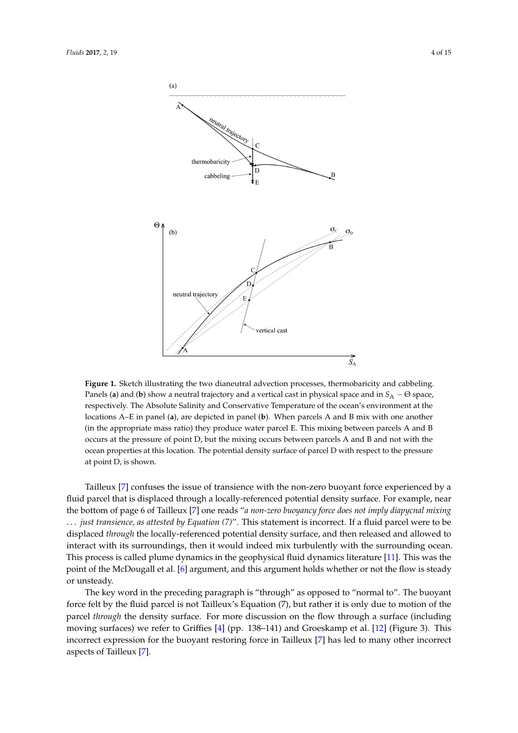**Figure 1.** Sketch illustrating the two dianeutral advection processes, thermobaricity and cabbeling. Panels (**a**) and (**b**) show a neutral trajectory and a vertical cast in physical space and in $S_A - \Theta$ space, respectively. The Absolute Salinity and Conservative Temperature of the ocean's environment at the locations A–E in panel (**a**), are depicted in panel (**b**). When parcels A and B mix with one another (in the appropriate mass ratio) they produce water parcel E. This mixing between parcels A and B occurs at the pressure of point D, but the mixing occurs between parcels A and B and not with the ocean properties at this location. The potential density surface of parcel D with respect to the pressure at point D, is shown.

Tailleux [7] confuses the issue of transience with the non-zero buoyant force experienced by a fluid parcel that is displaced through a locally-referenced potential density surface. For example, near the bottom of page 6 of Tailleux [7] one reads "*a non-zero buoyancy force does not imply diapycnal mixing ... just transience, as attested by Equation (7)*". This statement is incorrect. If a fluid parcel were to be displaced *through* the locally-referenced potential density surface, and then released and allowed to interact with its surroundings, then it would indeed mix turbulently with the surrounding ocean. This process is called plume dynamics in the geophysical fluid dynamics literature [11]. This was the point of the McDougall et al. [6] argument, and this argument holds whether or not the flow is steady or unsteady.

The key word in the preceding paragraph is "through" as opposed to "normal to". The buoyant force felt by the fluid parcel is not Tailleux's Equation (7), but rather it is only due to motion of the parcel *through* the density surface. For more discussion on the flow through a surface (including moving surfaces) we refer to Griffies [4] (pp. 138–141) and Groeskamp et al. [12] (Figure 3). This incorrect expression for the buoyant restoring force in Tailleux [7] has led to many other incorrect aspects of Tailleux [7].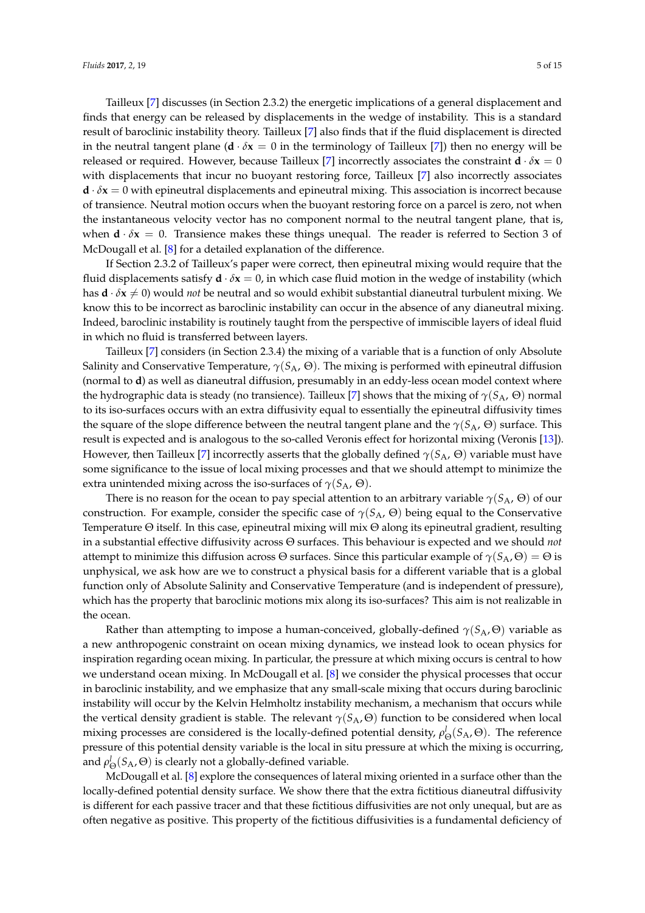Tailleux [7] discusses (in Section 2.3.2) the energetic implications of a general displacement and finds that energy can be released by displacements in the wedge of instability. This is a standard result of baroclinic instability theory. Tailleux [7] also finds that if the fluid displacement is directed in the neutral tangent plane ($\mathbf{d} \cdot \delta\mathbf{x} = 0$ in the terminology of Tailleux [7]) then no energy will be released or required. However, because Tailleux [7] incorrectly associates the constraint $\mathbf{d} \cdot \delta\mathbf{x} = 0$ with displacements that incur no buoyant restoring force, Tailleux [7] also incorrectly associates $\mathbf{d} \cdot \delta\mathbf{x} = 0$ with epineutral displacements and epineutral mixing. This association is incorrect because of transience. Neutral motion occurs when the buoyant restoring force on a parcel is zero, not when the instantaneous velocity vector has no component normal to the neutral tangent plane, that is, when $\mathbf{d} \cdot \delta\mathbf{x} = 0$. Transience makes these things unequal. The reader is referred to Section 3 of McDougall et al. [8] for a detailed explanation of the difference.

If Section 2.3.2 of Tailleux's paper were correct, then epineutral mixing would require that the fluid displacements satisfy $\mathbf{d} \cdot \delta\mathbf{x} = 0$, in which case fluid motion in the wedge of instability (which has $\mathbf{d} \cdot \delta\mathbf{x} \neq 0$) would *not* be neutral and so would exhibit substantial dianeutral turbulent mixing. We know this to be incorrect as baroclinic instability can occur in the absence of any dianeutral mixing. Indeed, baroclinic instability is routinely taught from the perspective of immiscible layers of ideal fluid in which no fluid is transferred between layers.

Tailleux [7] considers (in Section 2.3.4) the mixing of a variable that is a function of only Absolute Salinity and Conservative Temperature, $\gamma(S_A, \Theta)$. The mixing is performed with epineutral diffusion (normal to $\mathbf{d}$) as well as dianeutral diffusion, presumably in an eddy-less ocean model context where the hydrographic data is steady (no transience). Tailleux [7] shows that the mixing of $\gamma(S_A, \Theta)$ normal to its iso-surfaces occurs with an extra diffusivity equal to essentially the epineutral diffusivity times the square of the slope difference between the neutral tangent plane and the $\gamma(S_A, \Theta)$ surface. This result is expected and is analogous to the so-called Veronis effect for horizontal mixing (Veronis [13]). However, then Tailleux [7] incorrectly asserts that the globally defined $\gamma(S_A, \Theta)$ variable must have some significance to the issue of local mixing processes and that we should attempt to minimize the extra unintended mixing across the iso-surfaces of $\gamma(S_A, \Theta)$.

There is no reason for the ocean to pay special attention to an arbitrary variable $\gamma(S_A, \Theta)$ of our construction. For example, consider the specific case of $\gamma(S_A, \Theta)$ being equal to the Conservative Temperature $\Theta$ itself. In this case, epineutral mixing will mix $\Theta$ along its epineutral gradient, resulting in a substantial effective diffusivity across $\Theta$ surfaces. This behaviour is expected and we should *not* attempt to minimize this diffusion across $\Theta$ surfaces. Since this particular example of $\gamma(S_A, \Theta) = \Theta$ is unphysical, we ask how are we to construct a physical basis for a different variable that is a global function only of Absolute Salinity and Conservative Temperature (and is independent of pressure), which has the property that baroclinic motions mix along its iso-surfaces? This aim is not realizable in the ocean.

Rather than attempting to impose a human-conceived, globally-defined $\gamma(S_A, \Theta)$ variable as a new anthropogenic constraint on ocean mixing dynamics, we instead look to ocean physics for inspiration regarding ocean mixing. In particular, the pressure at which mixing occurs is central to how we understand ocean mixing. In McDougall et al. [8] we consider the physical processes that occur in baroclinic instability, and we emphasize that any small-scale mixing that occurs during baroclinic instability will occur by the Kelvin Helmholtz instability mechanism, a mechanism that occurs while the vertical density gradient is stable. The relevant $\gamma(S_A, \Theta)$ function to be considered when local mixing processes are considered is the locally-defined potential density, $\rho_{\Theta}^{l}(S_A, \Theta)$. The reference pressure of this potential density variable is the local in situ pressure at which the mixing is occurring, and $\rho_{\Theta}^{l}(S_A, \Theta)$ is clearly not a globally-defined variable.

McDougall et al. [8] explore the consequences of lateral mixing oriented in a surface other than the locally-defined potential density surface. We show there that the extra fictitious dianeutral diffusivity is different for each passive tracer and that these fictitious diffusivities are not only unequal, but are as often negative as positive. This property of the fictitious diffusivities is a fundamental deficiency of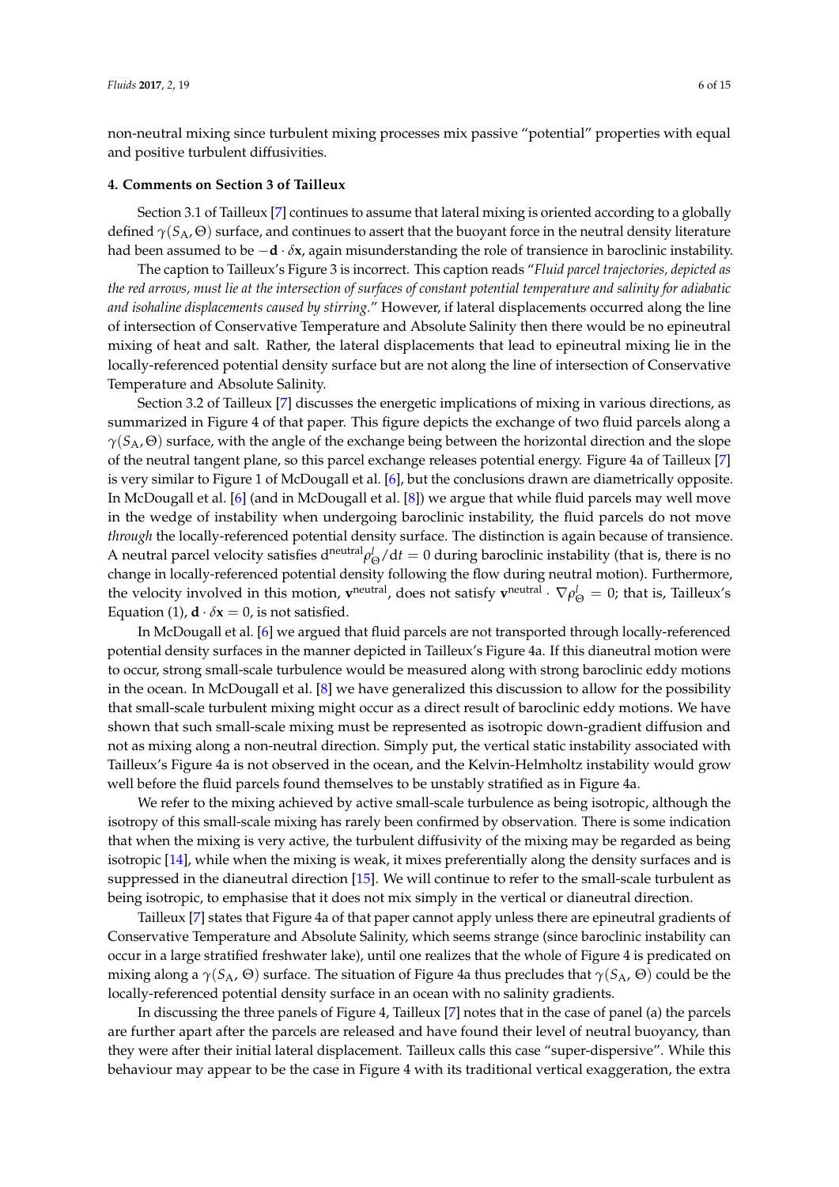non-neutral mixing since turbulent mixing processes mix passive "potential" properties with equal and positive turbulent diffusivities.

## 4. Comments on Section 3 of Tailleux

Section 3.1 of Tailleux [7] continues to assume that lateral mixing is oriented according to a globally defined $\gamma(S_A, \Theta)$ surface, and continues to assert that the buoyant force in the neutral density literature had been assumed to be $-\mathbf{d} \cdot \delta \mathbf{x}$, again misunderstanding the role of transience in baroclinic instability.

The caption to Tailleux's Figure 3 is incorrect. This caption reads "*Fluid parcel trajectories, depicted as the red arrows, must lie at the intersection of surfaces of constant potential temperature and salinity for adiabatic and isohaline displacements caused by stirring*." However, if lateral displacements occurred along the line of intersection of Conservative Temperature and Absolute Salinity then there would be no epineutral mixing of heat and salt. Rather, the lateral displacements that lead to epineutral mixing lie in the locally-referenced potential density surface but are not along the line of intersection of Conservative Temperature and Absolute Salinity.

Section 3.2 of Tailleux [7] discusses the energetic implications of mixing in various directions, as summarized in Figure 4 of that paper. This figure depicts the exchange of two fluid parcels along a $\gamma(S_A, \Theta)$ surface, with the angle of the exchange being between the horizontal direction and the slope of the neutral tangent plane, so this parcel exchange releases potential energy. Figure 4a of Tailleux [7] is very similar to Figure 1 of McDougall et al. [6], but the conclusions drawn are diametrically opposite. In McDougall et al. [6] (and in McDougall et al. [8]) we argue that while fluid parcels may well move in the wedge of instability when undergoing baroclinic instability, the fluid parcels do not move *through* the locally-referenced potential density surface. The distinction is again because of transience. A neutral parcel velocity satisfies $\mathrm{d}^{\mathrm{neutral}}\rho_{\Theta}^{l}/\mathrm{d}t = 0$ during baroclinic instability (that is, there is no change in locally-referenced potential density following the flow during neutral motion). Furthermore, the velocity involved in this motion, $\mathbf{v}^{\mathrm{neutral}}$, does not satisfy $\mathbf{v}^{\mathrm{neutral}} \cdot \nabla\rho_{\Theta}^{l} = 0$; that is, Tailleux's Equation (1), $\mathbf{d} \cdot \delta\mathbf{x} = 0$, is not satisfied.

In McDougall et al. [6] we argued that fluid parcels are not transported through locally-referenced potential density surfaces in the manner depicted in Tailleux's Figure 4a. If this dianeutral motion were to occur, strong small-scale turbulence would be measured along with strong baroclinic eddy motions in the ocean. In McDougall et al. [8] we have generalized this discussion to allow for the possibility that small-scale turbulent mixing might occur as a direct result of baroclinic eddy motions. We have shown that such small-scale mixing must be represented as isotropic down-gradient diffusion and not as mixing along a non-neutral direction. Simply put, the vertical static instability associated with Tailleux's Figure 4a is not observed in the ocean, and the Kelvin-Helmholtz instability would grow well before the fluid parcels found themselves to be unstably stratified as in Figure 4a.

We refer to the mixing achieved by active small-scale turbulence as being isotropic, although the isotropy of this small-scale mixing has rarely been confirmed by observation. There is some indication that when the mixing is very active, the turbulent diffusivity of the mixing may be regarded as being isotropic [14], while when the mixing is weak, it mixes preferentially along the density surfaces and is suppressed in the dianeutral direction [15]. We will continue to refer to the small-scale turbulent as being isotropic, to emphasise that it does not mix simply in the vertical or dianeutral direction.

Tailleux [7] states that Figure 4a of that paper cannot apply unless there are epineutral gradients of Conservative Temperature and Absolute Salinity, which seems strange (since baroclinic instability can occur in a large stratified freshwater lake), until one realizes that the whole of Figure 4 is predicated on mixing along a $\gamma(S_A, \Theta)$ surface. The situation of Figure 4a thus precludes that $\gamma(S_A, \Theta)$ could be the locally-referenced potential density surface in an ocean with no salinity gradients.

In discussing the three panels of Figure 4, Tailleux [7] notes that in the case of panel (a) the parcels are further apart after the parcels are released and have found their level of neutral buoyancy, than they were after their initial lateral displacement. Tailleux calls this case "super-dispersive". While this behaviour may appear to be the case in Figure 4 with its traditional vertical exaggeration, the extra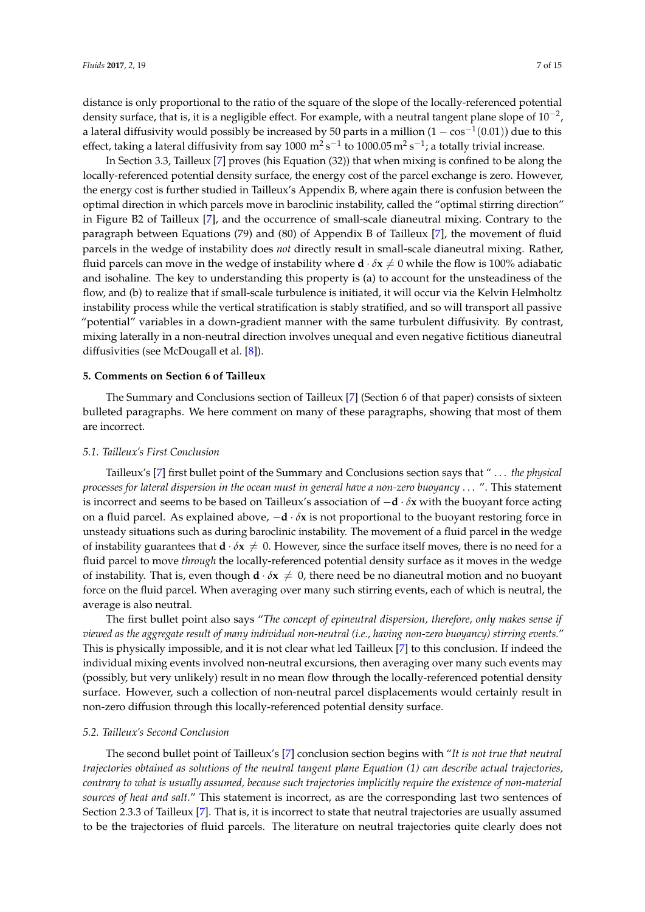distance is only proportional to the ratio of the square of the slope of the locally-referenced potential density surface, that is, it is a negligible effect. For example, with a neutral tangent plane slope of $10^{-2}$, a lateral diffusivity would possibly be increased by 50 parts in a million $(1 - \cos^{-1}(0.01))$ due to this effect, taking a lateral diffusivity from say 1000 $\mathrm{m^2\,s^{-1}}$ to 1000.05 $\mathrm{m^2\,s^{-1}}$; a totally trivial increase.

In Section 3.3, Tailleux [7] proves (his Equation (32)) that when mixing is confined to be along the locally-referenced potential density surface, the energy cost of the parcel exchange is zero. However, the energy cost is further studied in Tailleux's Appendix B, where again there is confusion between the optimal direction in which parcels move in baroclinic instability, called the "optimal stirring direction" in Figure B2 of Tailleux [7], and the occurrence of small-scale dianeutral mixing. Contrary to the paragraph between Equations (79) and (80) of Appendix B of Tailleux [7], the movement of fluid parcels in the wedge of instability does *not* directly result in small-scale dianeutral mixing. Rather, fluid parcels can move in the wedge of instability where $\mathbf{d} \cdot \delta\mathbf{x} \neq 0$ while the flow is 100% adiabatic and isohaline. The key to understanding this property is (a) to account for the unsteadiness of the flow, and (b) to realize that if small-scale turbulence is initiated, it will occur via the Kelvin Helmholtz instability process while the vertical stratification is stably stratified, and so will transport all passive "potential" variables in a down-gradient manner with the same turbulent diffusivity. By contrast, mixing laterally in a non-neutral direction involves unequal and even negative fictitious dianeutral diffusivities (see McDougall et al. [8]).

## 5. Comments on Section 6 of Tailleux

The Summary and Conclusions section of Tailleux [7] (Section 6 of that paper) consists of sixteen bulleted paragraphs. We here comment on many of these paragraphs, showing that most of them are incorrect.

### 5.1. Tailleux's First Conclusion

Tailleux's [7] first bullet point of the Summary and Conclusions section says that " ... *the physical processes for lateral dispersion in the ocean must in general have a non-zero buoyancy* ... ". This statement is incorrect and seems to be based on Tailleux's association of $-\mathbf{d} \cdot \delta\mathbf{x}$ with the buoyant force acting on a fluid parcel. As explained above, $-\mathbf{d} \cdot \delta\mathbf{x}$ is not proportional to the buoyant restoring force in unsteady situations such as during baroclinic instability. The movement of a fluid parcel in the wedge of instability guarantees that $\mathbf{d} \cdot \delta\mathbf{x} \neq 0$. However, since the surface itself moves, there is no need for a fluid parcel to move *through* the locally-referenced potential density surface as it moves in the wedge of instability. That is, even though $\mathbf{d} \cdot \delta\mathbf{x} \neq 0$, there need be no dianeutral motion and no buoyant force on the fluid parcel. When averaging over many such stirring events, each of which is neutral, the average is also neutral.

The first bullet point also says "*The concept of epineutral dispersion, therefore, only makes sense if viewed as the aggregate result of many individual non-neutral (i.e., having non-zero buoyancy) stirring events.*" This is physically impossible, and it is not clear what led Tailleux [7] to this conclusion. If indeed the individual mixing events involved non-neutral excursions, then averaging over many such events may (possibly, but very unlikely) result in no mean flow through the locally-referenced potential density surface. However, such a collection of non-neutral parcel displacements would certainly result in non-zero diffusion through this locally-referenced potential density surface.

### 5.2. Tailleux's Second Conclusion

The second bullet point of Tailleux's [7] conclusion section begins with "*It is not true that neutral trajectories obtained as solutions of the neutral tangent plane Equation (1) can describe actual trajectories, contrary to what is usually assumed, because such trajectories implicitly require the existence of non-material sources of heat and salt.*" This statement is incorrect, as are the corresponding last two sentences of Section 2.3.3 of Tailleux [7]. That is, it is incorrect to state that neutral trajectories are usually assumed to be the trajectories of fluid parcels. The literature on neutral trajectories quite clearly does not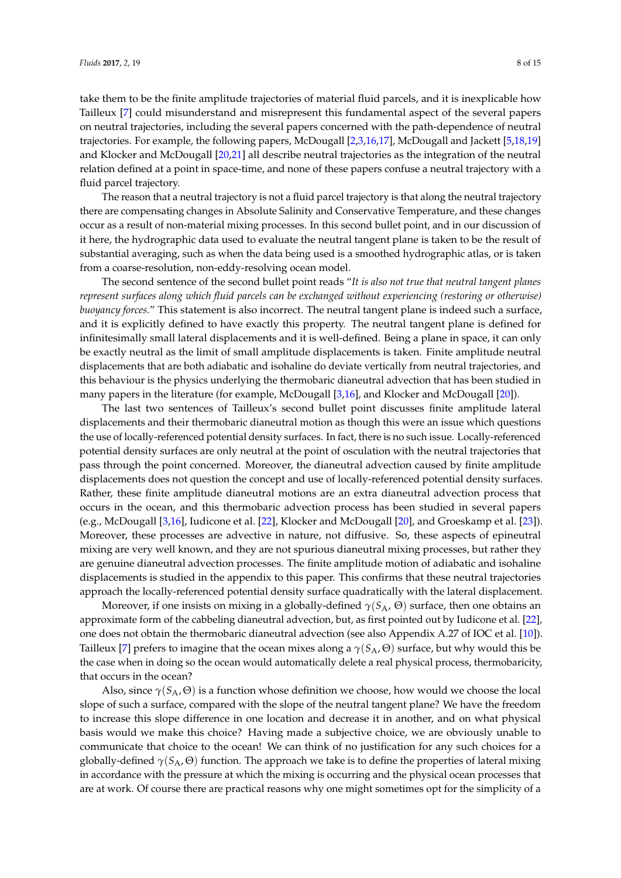take them to be the finite amplitude trajectories of material fluid parcels, and it is inexplicable how Tailleux [7] could misunderstand and misrepresent this fundamental aspect of the several papers on neutral trajectories, including the several papers concerned with the path-dependence of neutral trajectories. For example, the following papers, McDougall [2,3,16,17], McDougall and Jackett [5,18,19] and Klocker and McDougall [20,21] all describe neutral trajectories as the integration of the neutral relation defined at a point in space-time, and none of these papers confuse a neutral trajectory with a fluid parcel trajectory.

The reason that a neutral trajectory is not a fluid parcel trajectory is that along the neutral trajectory there are compensating changes in Absolute Salinity and Conservative Temperature, and these changes occur as a result of non-material mixing processes. In this second bullet point, and in our discussion of it here, the hydrographic data used to evaluate the neutral tangent plane is taken to be the result of substantial averaging, such as when the data being used is a smoothed hydrographic atlas, or is taken from a coarse-resolution, non-eddy-resolving ocean model.

The second sentence of the second bullet point reads "*It is also not true that neutral tangent planes represent surfaces along which fluid parcels can be exchanged without experiencing (restoring or otherwise) buoyancy forces.*" This statement is also incorrect. The neutral tangent plane is indeed such a surface, and it is explicitly defined to have exactly this property. The neutral tangent plane is defined for infinitesimally small lateral displacements and it is well-defined. Being a plane in space, it can only be exactly neutral as the limit of small amplitude displacements is taken. Finite amplitude neutral displacements that are both adiabatic and isohaline do deviate vertically from neutral trajectories, and this behaviour is the physics underlying the thermobaric dianeutral advection that has been studied in many papers in the literature (for example, McDougall [3,16], and Klocker and McDougall [20]).

The last two sentences of Tailleux's second bullet point discusses finite amplitude lateral displacements and their thermobaric dianeutral motion as though this were an issue which questions the use of locally-referenced potential density surfaces. In fact, there is no such issue. Locally-referenced potential density surfaces are only neutral at the point of osculation with the neutral trajectories that pass through the point concerned. Moreover, the dianeutral advection caused by finite amplitude displacements does not question the concept and use of locally-referenced potential density surfaces. Rather, these finite amplitude dianeutral motions are an extra dianeutral advection process that occurs in the ocean, and this thermobaric advection process has been studied in several papers (e.g., McDougall [3,16], Iudicone et al. [22], Klocker and McDougall [20], and Groeskamp et al. [23]). Moreover, these processes are advective in nature, not diffusive. So, these aspects of epineutral mixing are very well known, and they are not spurious dianeutral mixing processes, but rather they are genuine dianeutral advection processes. The finite amplitude motion of adiabatic and isohaline displacements is studied in the appendix to this paper. This confirms that these neutral trajectories approach the locally-referenced potential density surface quadratically with the lateral displacement.

Moreover, if one insists on mixing in a globally-defined $\gamma(S_A, \Theta)$ surface, then one obtains an approximate form of the cabbeling dianeutral advection, but, as first pointed out by Iudicone et al. [22], one does not obtain the thermobaric dianeutral advection (see also Appendix A.27 of IOC et al. [10]). Tailleux [7] prefers to imagine that the ocean mixes along a $\gamma(S_A, \Theta)$ surface, but why would this be the case when in doing so the ocean would automatically delete a real physical process, thermobaricity, that occurs in the ocean?

Also, since $\gamma(S_A, \Theta)$ is a function whose definition we choose, how would we choose the local slope of such a surface, compared with the slope of the neutral tangent plane? We have the freedom to increase this slope difference in one location and decrease it in another, and on what physical basis would we make this choice? Having made a subjective choice, we are obviously unable to communicate that choice to the ocean! We can think of no justification for any such choices for a globally-defined $\gamma(S_A, \Theta)$ function. The approach we take is to define the properties of lateral mixing in accordance with the pressure at which the mixing is occurring and the physical ocean processes that are at work. Of course there are practical reasons why one might sometimes opt for the simplicity of a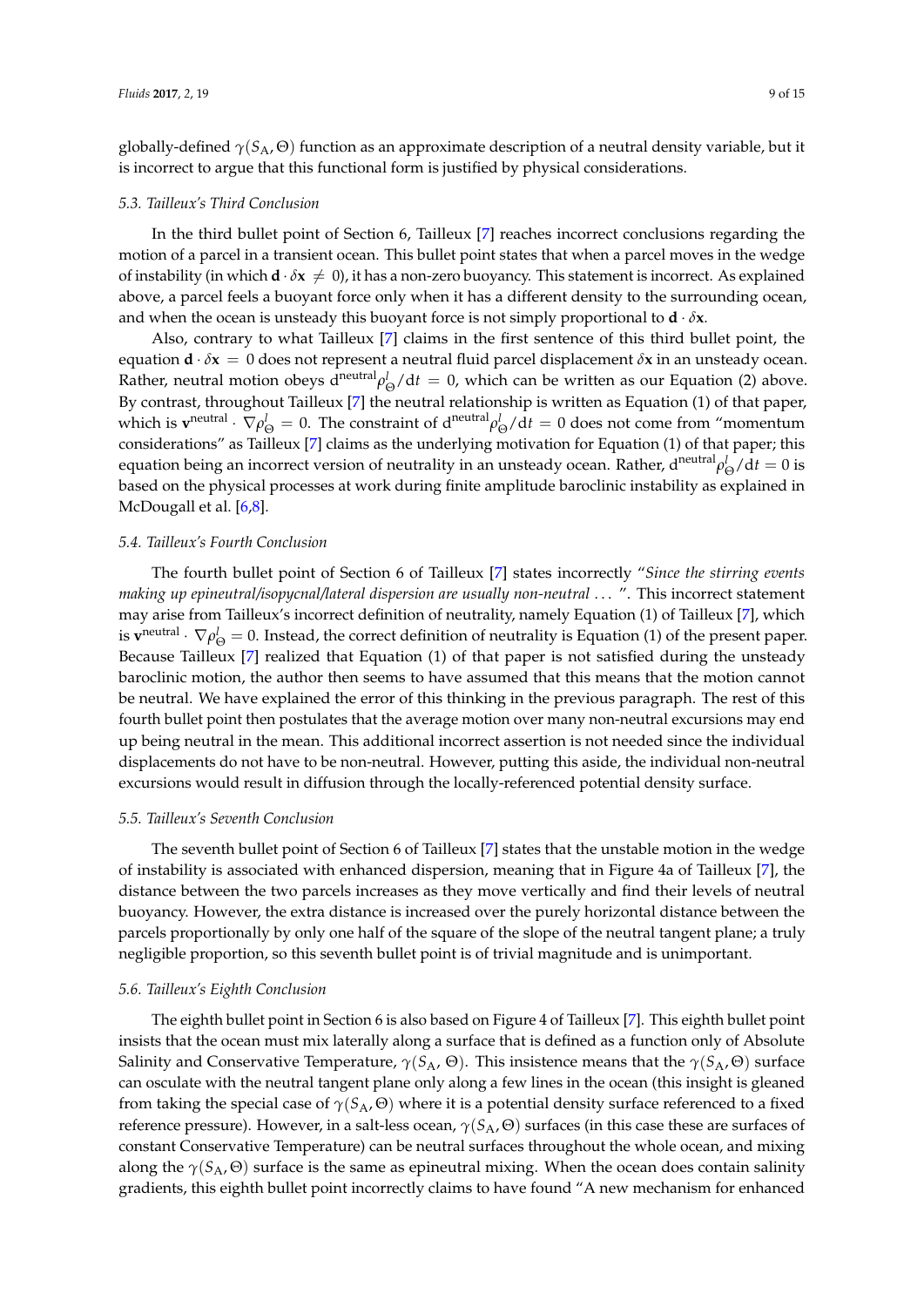globally-defined $\gamma(S_{\mathrm{A}}, \Theta)$ function as an approximate description of a neutral density variable, but it is incorrect to argue that this functional form is justified by physical considerations.

### 5.3. Tailleux's Third Conclusion

In the third bullet point of Section 6, Tailleux [7] reaches incorrect conclusions regarding the motion of a parcel in a transient ocean. This bullet point states that when a parcel moves in the wedge of instability (in which $\mathbf{d} \cdot \delta\mathbf{x} \neq 0$), it has a non-zero buoyancy. This statement is incorrect. As explained above, a parcel feels a buoyant force only when it has a different density to the surrounding ocean, and when the ocean is unsteady this buoyant force is not simply proportional to $\mathbf{d} \cdot \delta\mathbf{x}$.

Also, contrary to what Tailleux [7] claims in the first sentence of this third bullet point, the equation $\mathbf{d} \cdot \delta\mathbf{x} = 0$ does not represent a neutral fluid parcel displacement $\delta\mathbf{x}$ in an unsteady ocean. Rather, neutral motion obeys $\mathrm{d}^{\mathrm{neutral}}\rho_{\Theta}^{l}/\mathrm{d}t = 0$, which can be written as our Equation (2) above. By contrast, throughout Tailleux [7] the neutral relationship is written as Equation (1) of that paper, which is $\mathbf{v}^{\mathrm{neutral}} \cdot \nabla\rho_{\Theta}^{l} = 0$. The constraint of $\mathrm{d}^{\mathrm{neutral}}\rho_{\Theta}^{l}/\mathrm{d}t = 0$ does not come from "momentum considerations" as Tailleux [7] claims as the underlying motivation for Equation (1) of that paper; this equation being an incorrect version of neutrality in an unsteady ocean. Rather, $\mathrm{d}^{\mathrm{neutral}}\rho_{\Theta}^{l}/\mathrm{d}t = 0$ is based on the physical processes at work during finite amplitude baroclinic instability as explained in McDougall et al. [6,8].

### 5.4. Tailleux's Fourth Conclusion

The fourth bullet point of Section 6 of Tailleux [7] states incorrectly "*Since the stirring events making up epineutral/isopycnal/lateral dispersion are usually non-neutral* ... ". This incorrect statement may arise from Tailleux's incorrect definition of neutrality, namely Equation (1) of Tailleux [7], which is $\mathbf{v}^{\mathrm{neutral}} \cdot \nabla\rho_{\Theta}^{l} = 0$. Instead, the correct definition of neutrality is Equation (1) of the present paper. Because Tailleux [7] realized that Equation (1) of that paper is not satisfied during the unsteady baroclinic motion, the author then seems to have assumed that this means that the motion cannot be neutral. We have explained the error of this thinking in the previous paragraph. The rest of this fourth bullet point then postulates that the average motion over many non-neutral excursions may end up being neutral in the mean. This additional incorrect assertion is not needed since the individual displacements do not have to be non-neutral. However, putting this aside, the individual non-neutral excursions would result in diffusion through the locally-referenced potential density surface.

### 5.5. Tailleux's Seventh Conclusion

The seventh bullet point of Section 6 of Tailleux [7] states that the unstable motion in the wedge of instability is associated with enhanced dispersion, meaning that in Figure 4a of Tailleux [7], the distance between the two parcels increases as they move vertically and find their levels of neutral buoyancy. However, the extra distance is increased over the purely horizontal distance between the parcels proportionally by only one half of the square of the slope of the neutral tangent plane; a truly negligible proportion, so this seventh bullet point is of trivial magnitude and is unimportant.

### 5.6. Tailleux's Eighth Conclusion

The eighth bullet point in Section 6 is also based on Figure 4 of Tailleux [7]. This eighth bullet point insists that the ocean must mix laterally along a surface that is defined as a function only of Absolute Salinity and Conservative Temperature, $\gamma(S_{\mathrm{A}}, \Theta)$. This insistence means that the $\gamma(S_{\mathrm{A}}, \Theta)$ surface can osculate with the neutral tangent plane only along a few lines in the ocean (this insight is gleaned from taking the special case of $\gamma(S_{\mathrm{A}}, \Theta)$ where it is a potential density surface referenced to a fixed reference pressure). However, in a salt-less ocean, $\gamma(S_{\mathrm{A}}, \Theta)$ surfaces (in this case these are surfaces of constant Conservative Temperature) can be neutral surfaces throughout the whole ocean, and mixing along the $\gamma(S_{\mathrm{A}}, \Theta)$ surface is the same as epineutral mixing. When the ocean does contain salinity gradients, this eighth bullet point incorrectly claims to have found "A new mechanism for enhanced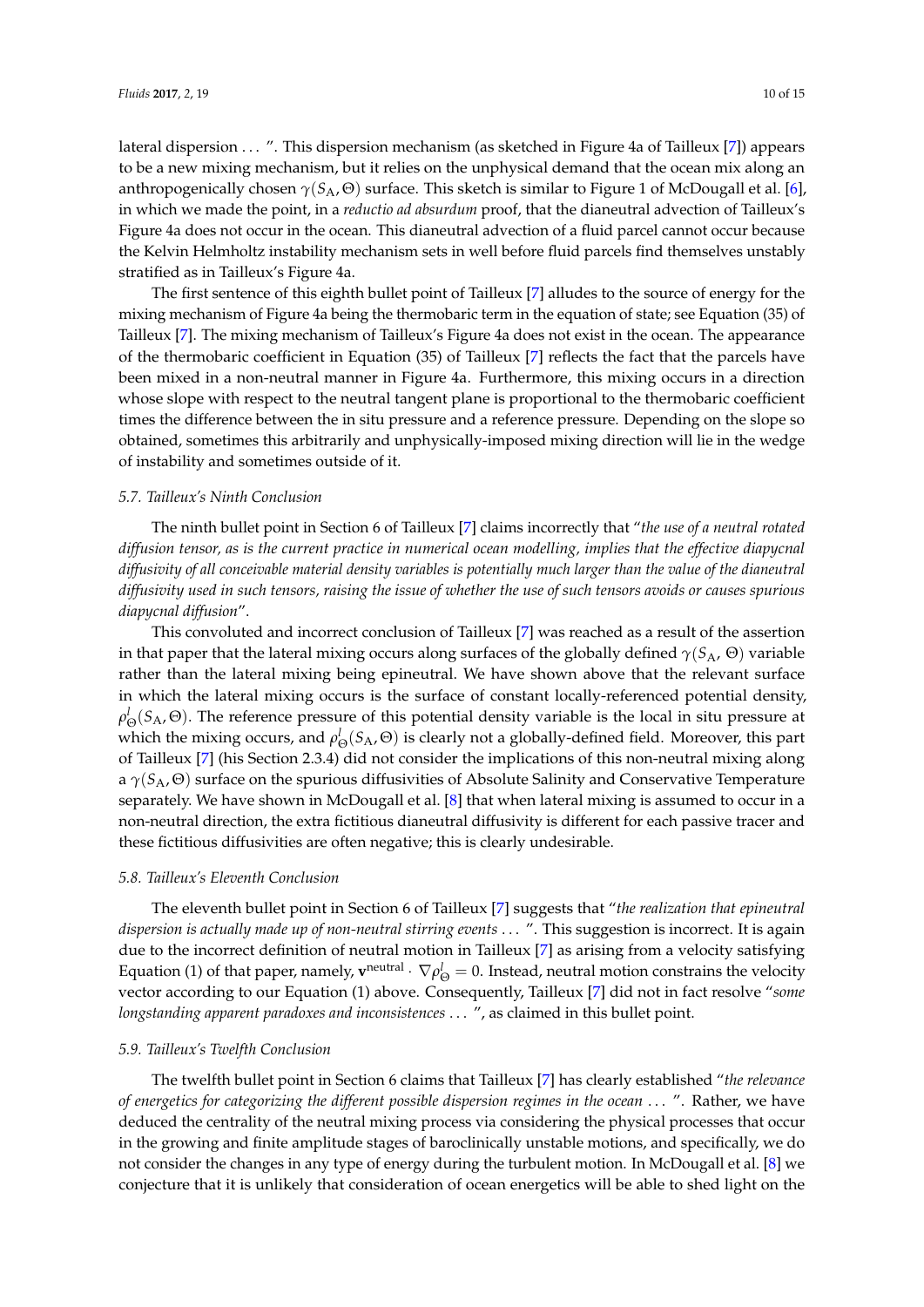lateral dispersion . . . ". This dispersion mechanism (as sketched in Figure 4a of Tailleux [7]) appears to be a new mixing mechanism, but it relies on the unphysical demand that the ocean mix along an anthropogenically chosen $\gamma(S_A, \Theta)$ surface. This sketch is similar to Figure 1 of McDougall et al. [6], in which we made the point, in a *reductio ad absurdum* proof, that the dianeutral advection of Tailleux's Figure 4a does not occur in the ocean. This dianeutral advection of a fluid parcel cannot occur because the Kelvin Helmholtz instability mechanism sets in well before fluid parcels find themselves unstably stratified as in Tailleux's Figure 4a.

The first sentence of this eighth bullet point of Tailleux [7] alludes to the source of energy for the mixing mechanism of Figure 4a being the thermobaric term in the equation of state; see Equation (35) of Tailleux [7]. The mixing mechanism of Tailleux's Figure 4a does not exist in the ocean. The appearance of the thermobaric coefficient in Equation (35) of Tailleux [7] reflects the fact that the parcels have been mixed in a non-neutral manner in Figure 4a. Furthermore, this mixing occurs in a direction whose slope with respect to the neutral tangent plane is proportional to the thermobaric coefficient times the difference between the in situ pressure and a reference pressure. Depending on the slope so obtained, sometimes this arbitrarily and unphysically-imposed mixing direction will lie in the wedge of instability and sometimes outside of it.

### 5.7. Tailleux's Ninth Conclusion

The ninth bullet point in Section 6 of Tailleux [7] claims incorrectly that "*the use of a neutral rotated diffusion tensor, as is the current practice in numerical ocean modelling, implies that the effective diapycnal diffusivity of all conceivable material density variables is potentially much larger than the value of the dianeutral diffusivity used in such tensors, raising the issue of whether the use of such tensors avoids or causes spurious diapycnal diffusion*".

This convoluted and incorrect conclusion of Tailleux [7] was reached as a result of the assertion in that paper that the lateral mixing occurs along surfaces of the globally defined $\gamma(S_A, \Theta)$ variable rather than the lateral mixing being epineutral. We have shown above that the relevant surface in which the lateral mixing occurs is the surface of constant locally-referenced potential density, $\rho^l_\Theta(S_A, \Theta)$. The reference pressure of this potential density variable is the local in situ pressure at which the mixing occurs, and $\rho^l_\Theta(S_A, \Theta)$ is clearly not a globally-defined field. Moreover, this part of Tailleux [7] (his Section 2.3.4) did not consider the implications of this non-neutral mixing along a $\gamma(S_A, \Theta)$ surface on the spurious diffusivities of Absolute Salinity and Conservative Temperature separately. We have shown in McDougall et al. [8] that when lateral mixing is assumed to occur in a non-neutral direction, the extra fictitious dianeutral diffusivity is different for each passive tracer and these fictitious diffusivities are often negative; this is clearly undesirable.

### 5.8. Tailleux's Eleventh Conclusion

The eleventh bullet point in Section 6 of Tailleux [7] suggests that "*the realization that epineutral dispersion is actually made up of non-neutral stirring events* . . . ". This suggestion is incorrect. It is again due to the incorrect definition of neutral motion in Tailleux [7] as arising from a velocity satisfying Equation (1) of that paper, namely, $\mathbf{v}^{\text{neutral}} \cdot \nabla\rho^l_\Theta = 0$. Instead, neutral motion constrains the velocity vector according to our Equation (1) above. Consequently, Tailleux [7] did not in fact resolve "*some longstanding apparent paradoxes and inconsistences* . . . ", as claimed in this bullet point.

### 5.9. Tailleux's Twelfth Conclusion

The twelfth bullet point in Section 6 claims that Tailleux [7] has clearly established "*the relevance of energetics for categorizing the different possible dispersion regimes in the ocean* . . . ". Rather, we have deduced the centrality of the neutral mixing process via considering the physical processes that occur in the growing and finite amplitude stages of baroclinically unstable motions, and specifically, we do not consider the changes in any type of energy during the turbulent motion. In McDougall et al. [8] we conjecture that it is unlikely that consideration of ocean energetics will be able to shed light on the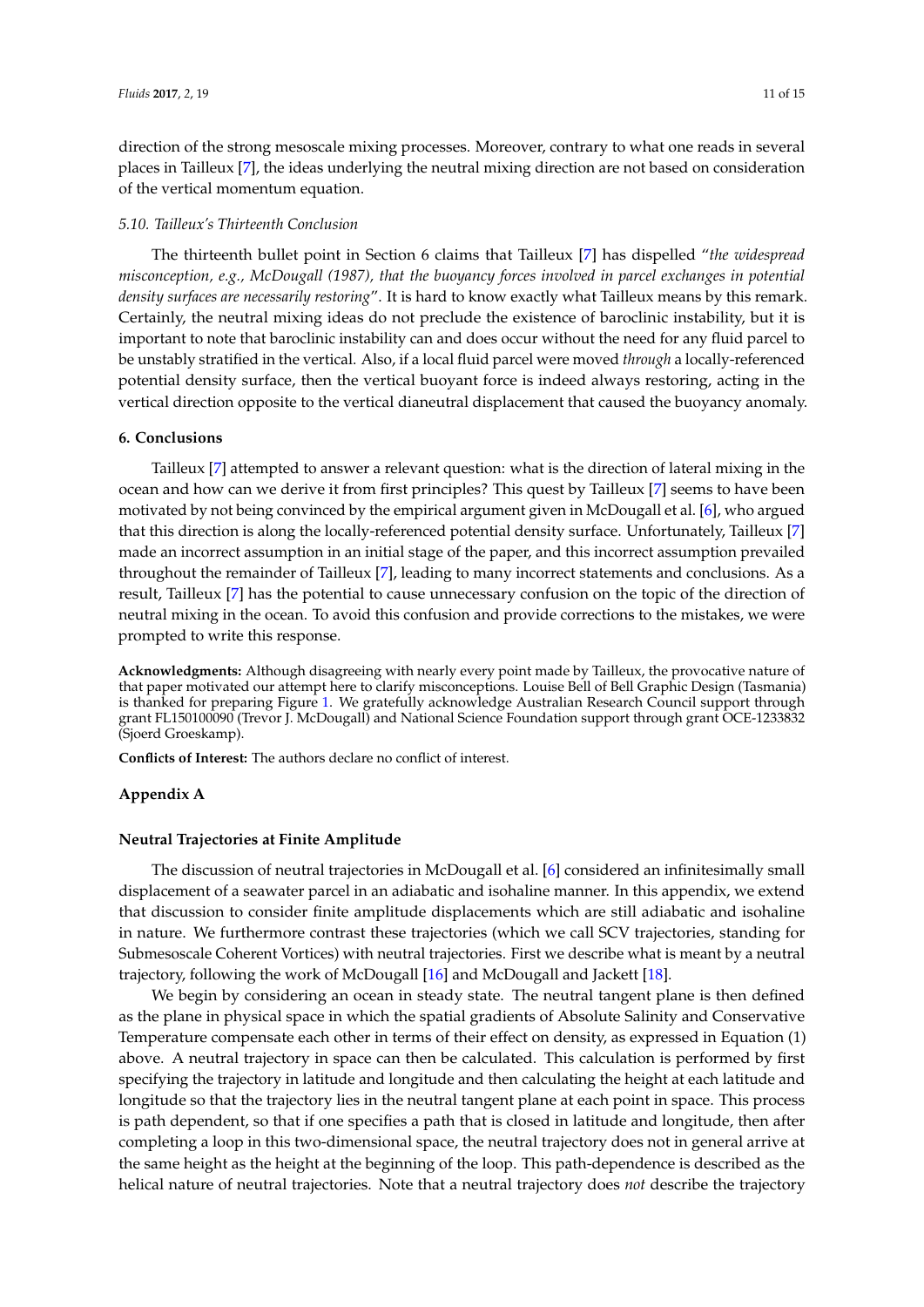direction of the strong mesoscale mixing processes. Moreover, contrary to what one reads in several places in Tailleux [7], the ideas underlying the neutral mixing direction are not based on consideration of the vertical momentum equation.

### *5.10. Tailleux's Thirteenth Conclusion*

The thirteenth bullet point in Section 6 claims that Tailleux [7] has dispelled "*the widespread misconception, e.g., McDougall (1987), that the buoyancy forces involved in parcel exchanges in potential density surfaces are necessarily restoring*". It is hard to know exactly what Tailleux means by this remark. Certainly, the neutral mixing ideas do not preclude the existence of baroclinic instability, but it is important to note that baroclinic instability can and does occur without the need for any fluid parcel to be unstably stratified in the vertical. Also, if a local fluid parcel were moved *through* a locally-referenced potential density surface, then the vertical buoyant force is indeed always restoring, acting in the vertical direction opposite to the vertical dianeutral displacement that caused the buoyancy anomaly.

## 6. Conclusions

Tailleux [7] attempted to answer a relevant question: what is the direction of lateral mixing in the ocean and how can we derive it from first principles? This quest by Tailleux [7] seems to have been motivated by not being convinced by the empirical argument given in McDougall et al. [6], who argued that this direction is along the locally-referenced potential density surface. Unfortunately, Tailleux [7] made an incorrect assumption in an initial stage of the paper, and this incorrect assumption prevailed throughout the remainder of Tailleux [7], leading to many incorrect statements and conclusions. As a result, Tailleux [7] has the potential to cause unnecessary confusion on the topic of the direction of neutral mixing in the ocean. To avoid this confusion and provide corrections to the mistakes, we were prompted to write this response.

**Acknowledgments:** Although disagreeing with nearly every point made by Tailleux, the provocative nature of that paper motivated our attempt here to clarify misconceptions. Louise Bell of Bell Graphic Design (Tasmania) is thanked for preparing Figure 1. We gratefully acknowledge Australian Research Council support through grant FL150100090 (Trevor J. McDougall) and National Science Foundation support through grant OCE-1233832 (Sjoerd Groeskamp).

**Conflicts of Interest:** The authors declare no conflict of interest.

## Appendix A

### Neutral Trajectories at Finite Amplitude

The discussion of neutral trajectories in McDougall et al. [6] considered an infinitesimally small displacement of a seawater parcel in an adiabatic and isohaline manner. In this appendix, we extend that discussion to consider finite amplitude displacements which are still adiabatic and isohaline in nature. We furthermore contrast these trajectories (which we call SCV trajectories, standing for Submesoscale Coherent Vortices) with neutral trajectories. First we describe what is meant by a neutral trajectory, following the work of McDougall [16] and McDougall and Jackett [18].

We begin by considering an ocean in steady state. The neutral tangent plane is then defined as the plane in physical space in which the spatial gradients of Absolute Salinity and Conservative Temperature compensate each other in terms of their effect on density, as expressed in Equation (1) above. A neutral trajectory in space can then be calculated. This calculation is performed by first specifying the trajectory in latitude and longitude and then calculating the height at each latitude and longitude so that the trajectory lies in the neutral tangent plane at each point in space. This process is path dependent, so that if one specifies a path that is closed in latitude and longitude, then after completing a loop in this two-dimensional space, the neutral trajectory does not in general arrive at the same height as the height at the beginning of the loop. This path-dependence is described as the helical nature of neutral trajectories. Note that a neutral trajectory does *not* describe the trajectory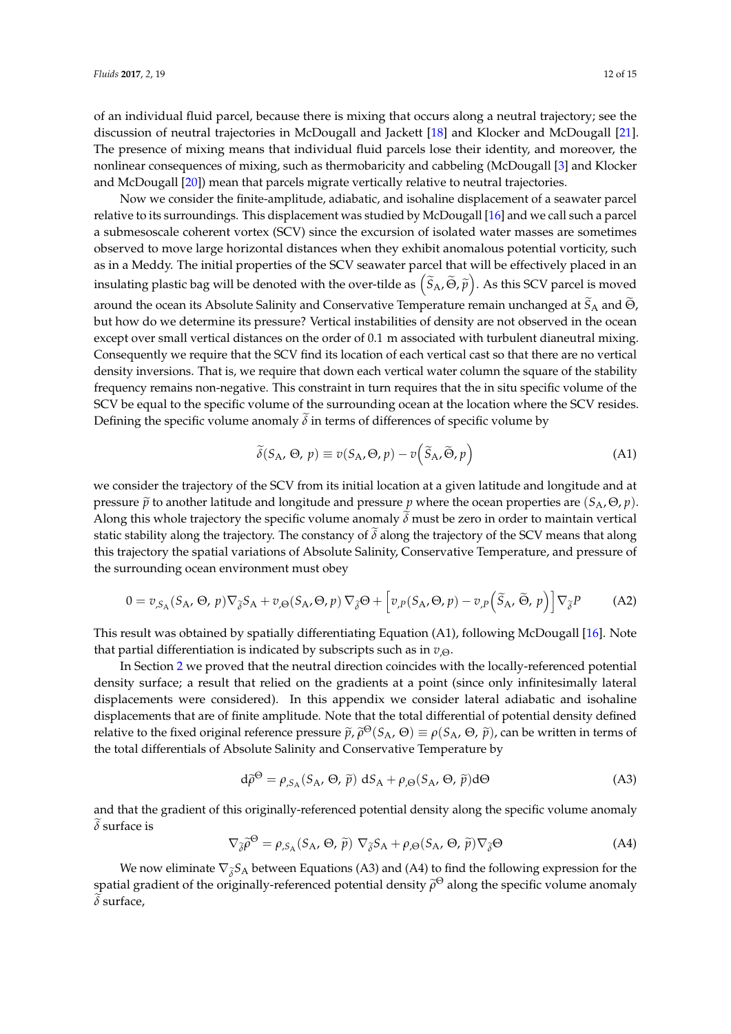of an individual fluid parcel, because there is mixing that occurs along a neutral trajectory; see the discussion of neutral trajectories in McDougall and Jackett [18] and Klocker and McDougall [21]. The presence of mixing means that individual fluid parcels lose their identity, and moreover, the nonlinear consequences of mixing, such as thermobaricity and cabbeling (McDougall [3] and Klocker and McDougall [20]) mean that parcels migrate vertically relative to neutral trajectories.

Now we consider the finite-amplitude, adiabatic, and isohaline displacement of a seawater parcel relative to its surroundings. This displacement was studied by McDougall [16] and we call such a parcel a submesoscale coherent vortex (SCV) since the excursion of isolated water masses are sometimes observed to move large horizontal distances when they exhibit anomalous potential vorticity, such as in a Meddy. The initial properties of the SCV seawater parcel that will be effectively placed in an insulating plastic bag will be denoted with the over-tilde as $\left(\widetilde{S}_{\mathrm{A}}, \widetilde{\Theta}, \widetilde{p}\right)$. As this SCV parcel is moved around the ocean its Absolute Salinity and Conservative Temperature remain unchanged at $\widetilde{S}_{\mathrm{A}}$ and $\widetilde{\Theta}$, but how do we determine its pressure? Vertical instabilities of density are not observed in the ocean except over small vertical distances on the order of 0.1 m associated with turbulent dianeutral mixing. Consequently we require that the SCV find its location of each vertical cast so that there are no vertical density inversions. That is, we require that down each vertical water column the square of the stability frequency remains non-negative. This constraint in turn requires that the in situ specific volume of the SCV be equal to the specific volume of the surrounding ocean at the location where the SCV resides. Defining the specific volume anomaly $\widetilde{\delta}$ in terms of differences of specific volume by

$$\widetilde{\delta}(S_{\mathrm{A}}, \Theta, p) \equiv v(S_{\mathrm{A}}, \Theta, p) - v\left(\widetilde{S}_{\mathrm{A}}, \widetilde{\Theta}, p\right) \tag{A1}$$

we consider the trajectory of the SCV from its initial location at a given latitude and longitude and at pressure $\widetilde{p}$ to another latitude and longitude and pressure $p$ where the ocean properties are $(S_{\mathrm{A}}, \Theta, p)$. Along this whole trajectory the specific volume anomaly $\widetilde{\delta}$ must be zero in order to maintain vertical static stability along the trajectory. The constancy of $\widetilde{\delta}$ along the trajectory of the SCV means that along this trajectory the spatial variations of Absolute Salinity, Conservative Temperature, and pressure of the surrounding ocean environment must obey

$$0 = v_{,S_{\mathrm{A}}}(S_{\mathrm{A}}, \Theta, p) \nabla_{\widetilde{\delta}} S_{\mathrm{A}} + v_{,\Theta}(S_{\mathrm{A}}, \Theta, p)\, \nabla_{\widetilde{\delta}} \Theta + \left[ v_{,P}(S_{\mathrm{A}}, \Theta, p) - v_{,P}\left(\widetilde{S}_{\mathrm{A}}, \widetilde{\Theta}, p\right) \right] \nabla_{\widetilde{\delta}} P \tag{A2}$$

This result was obtained by spatially differentiating Equation (A1), following McDougall [16]. Note that partial differentiation is indicated by subscripts such as in $v_{,\Theta}$.

In Section 2 we proved that the neutral direction coincides with the locally-referenced potential density surface; a result that relied on the gradients at a point (since only infinitesimally lateral displacements were considered). In this appendix we consider lateral adiabatic and isohaline displacements that are of finite amplitude. Note that the total differential of potential density defined relative to the fixed original reference pressure $\widetilde{p}$, $\widetilde{\rho}^{\Theta}(S_{\mathrm{A}}, \Theta) \equiv \rho(S_{\mathrm{A}}, \Theta, \widetilde{p})$, can be written in terms of the total differentials of Absolute Salinity and Conservative Temperature by

$$\mathrm{d}\widetilde{\rho}^{\Theta} = \rho_{,S_{\mathrm{A}}}(S_{\mathrm{A}}, \Theta, \widetilde{p})\, \mathrm{d}S_{\mathrm{A}} + \rho_{,\Theta}(S_{\mathrm{A}}, \Theta, \widetilde{p}) \mathrm{d}\Theta \tag{A3}$$

and that the gradient of this originally-referenced potential density along the specific volume anomaly $\widetilde{\delta}$ surface is

$$\nabla_{\widetilde{\delta}} \widetilde{\rho}^{\Theta} = \rho_{,S_{\mathrm{A}}}(S_{\mathrm{A}}, \Theta, \widetilde{p})\, \nabla_{\widetilde{\delta}} S_{\mathrm{A}} + \rho_{,\Theta}(S_{\mathrm{A}}, \Theta, \widetilde{p}) \nabla_{\widetilde{\delta}} \Theta \tag{A4}$$

We now eliminate $\nabla_{\widetilde{\delta}} S_{\mathrm{A}}$ between Equations (A3) and (A4) to find the following expression for the spatial gradient of the originally-referenced potential density $\widetilde{\rho}^{\Theta}$ along the specific volume anomaly $\widetilde{\delta}$ surface,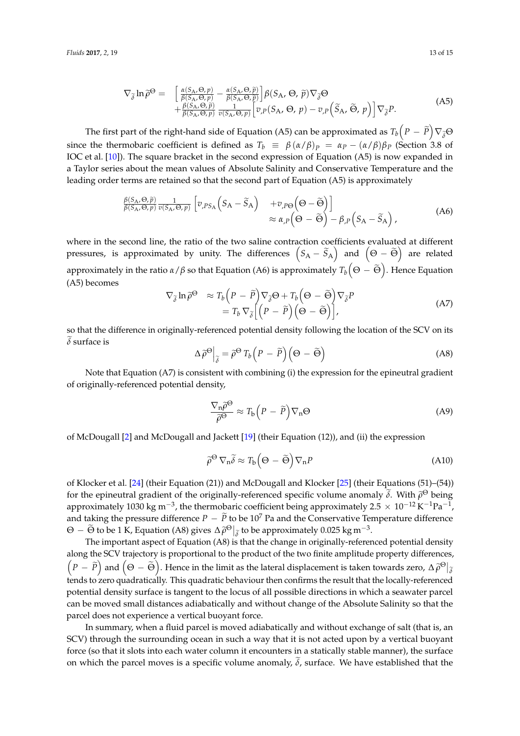$$\nabla_{\tilde{\delta}} \ln \tilde{\rho}^{\Theta} = \left[ \frac{\alpha(S_A, \Theta, p)}{\beta(S_A, \Theta, p)} - \frac{\alpha(S_A, \Theta, \tilde{p})}{\beta(S_A, \Theta, \tilde{p})} \right] \beta(S_A, \Theta, \tilde{p}) \nabla_{\tilde{\delta}} \Theta + \frac{\beta(S_A, \Theta, \tilde{p})}{\beta(S_A, \Theta, p)} \frac{1}{v(S_A, \Theta, p)} \left[ v_{,P}(S_A, \Theta, p) - v_{,P}\left(\tilde{S}_A, \tilde{\Theta}, p\right) \right] \nabla_{\tilde{\delta}} P. \tag{A5}$$

The first part of the right-hand side of Equation (A5) can be approximated as $T_b\left(P - \tilde{P}\right) \nabla_{\tilde{\delta}} \Theta$ since the thermobaric coefficient is defined as $T_b \equiv \beta (\alpha/\beta)_P = \alpha_P - (\alpha/\beta)\beta_P$ (Section 3.8 of IOC et al. [10]). The square bracket in the second expression of Equation (A5) is now expanded in a Taylor series about the mean values of Absolute Salinity and Conservative Temperature and the leading order terms are retained so that the second part of Equation (A5) is approximately

$$\begin{aligned} \frac{\beta(S_A, \Theta, \tilde{p})}{\beta(S_A, \Theta, p)} \frac{1}{v(S_A, \Theta, p)} \left[ v_{,PS_A}\left(S_A - \tilde{S}_A\right) \right. & \left. + v_{,P\Theta}\left(\Theta - \tilde{\Theta}\right) \right] \\ & \approx \alpha_{,P}\left(\Theta - \tilde{\Theta}\right) - \beta_{,P}\left(S_A - \tilde{S}_A\right), \end{aligned} \tag{A6}$$

where in the second line, the ratio of the two saline contraction coefficients evaluated at different pressures, is approximated by unity. The differences $\left(S_A - \tilde{S}_A\right)$ and $\left(\Theta - \tilde{\Theta}\right)$ are related approximately in the ratio $\alpha/\beta$ so that Equation (A6) is approximately $T_b\left(\Theta - \tilde{\Theta}\right)$. Hence Equation (A5) becomes

$$\begin{aligned} \nabla_{\tilde{\delta}} \ln \tilde{\rho}^{\Theta} & \approx T_b\left(P - \tilde{P}\right) \nabla_{\tilde{\delta}} \Theta + T_b\left(\Theta - \tilde{\Theta}\right) \nabla_{\tilde{\delta}} P \\ & = T_b \nabla_{\tilde{\delta}} \left[ \left(P - \tilde{P}\right)\left(\Theta - \tilde{\Theta}\right) \right], \end{aligned} \tag{A7}$$

so that the difference in originally-referenced potential density following the location of the SCV on its $\tilde{\delta}$ surface is

$$\Delta \tilde{\rho}^{\Theta}\Big|_{\tilde{\delta}} = \tilde{\rho}^{\Theta}\, T_b\left(P - \tilde{P}\right)\left(\Theta - \tilde{\Theta}\right) \tag{A8}$$

Note that Equation (A7) is consistent with combining (i) the expression for the epineutral gradient of originally-referenced potential density,

$$\frac{\nabla_n \tilde{\rho}^{\Theta}}{\tilde{\rho}^{\Theta}} \approx T_b\left(P - \tilde{P}\right) \nabla_n \Theta \tag{A9}$$

of McDougall [2] and McDougall and Jackett [19] (their Equation (12)), and (ii) the expression

$$\tilde{\rho}^{\Theta}\, \nabla_n \tilde{\delta} \approx T_b\left(\Theta - \tilde{\Theta}\right) \nabla_n P \tag{A10}$$

of Klocker et al. [24] (their Equation (21)) and McDougall and Klocker [25] (their Equations (51)–(54)) for the epineutral gradient of the originally-referenced specific volume anomaly $\tilde{\delta}$. With $\tilde{\rho}^{\Theta}$ being approximately 1030 kg m$^{-3}$, the thermobaric coefficient being approximately $2.5 \times 10^{-12}\,\mathrm{K}^{-1}\mathrm{Pa}^{-1}$, and taking the pressure difference $P - \tilde{P}$ to be $10^7$ Pa and the Conservative Temperature difference $\Theta - \tilde{\Theta}$ to be 1 K, Equation (A8) gives $\Delta \tilde{\rho}^{\Theta}\big|_{\tilde{\delta}}$ to be approximately 0.025 kg m$^{-3}$.

The important aspect of Equation (A8) is that the change in originally-referenced potential density along the SCV trajectory is proportional to the product of the two finite amplitude property differences, $\left(P - \tilde{P}\right)$ and $\left(\Theta - \tilde{\Theta}\right)$. Hence in the limit as the lateral displacement is taken towards zero, $\Delta \tilde{\rho}^{\Theta}\big|_{\tilde{\delta}}$ tends to zero quadratically. This quadratic behaviour then confirms the result that the locally-referenced potential density surface is tangent to the locus of all possible directions in which a seawater parcel can be moved small distances adiabatically and without change of the Absolute Salinity so that the parcel does not experience a vertical buoyant force.

In summary, when a fluid parcel is moved adiabatically and without exchange of salt (that is, an SCV) through the surrounding ocean in such a way that it is not acted upon by a vertical buoyant force (so that it slots into each water column it encounters in a statically stable manner), the surface on which the parcel moves is a specific volume anomaly, $\tilde{\delta}$, surface. We have established that the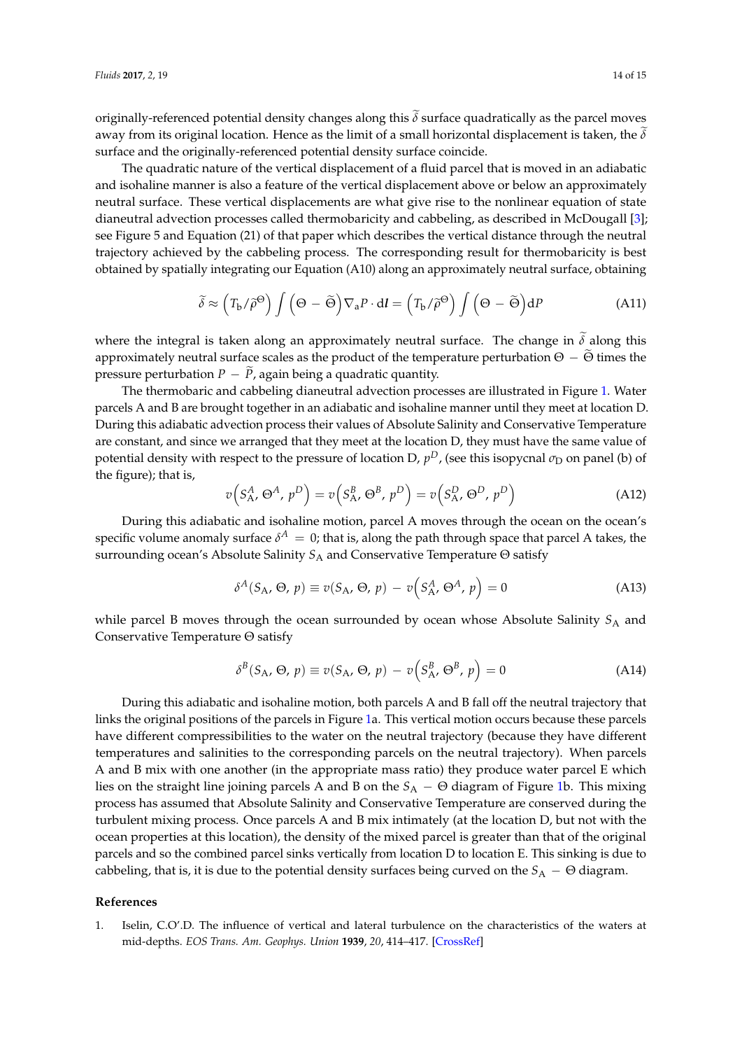originally-referenced potential density changes along this $\widetilde{\delta}$ surface quadratically as the parcel moves away from its original location. Hence as the limit of a small horizontal displacement is taken, the $\widetilde{\delta}$ surface and the originally-referenced potential density surface coincide.

The quadratic nature of the vertical displacement of a fluid parcel that is moved in an adiabatic and isohaline manner is also a feature of the vertical displacement above or below an approximately neutral surface. These vertical displacements are what give rise to the nonlinear equation of state dianeutral advection processes called thermobaricity and cabbeling, as described in McDougall [3]; see Figure 5 and Equation (21) of that paper which describes the vertical distance through the neutral trajectory achieved by the cabbeling process. The corresponding result for thermobaricity is best obtained by spatially integrating our Equation (A10) along an approximately neutral surface, obtaining

$$\widetilde{\delta} \approx \left(T_{\mathrm{b}}/\widetilde{\rho}^{\Theta}\right) \int \left(\Theta - \widetilde{\Theta}\right) \nabla_{\mathrm{a}} P \cdot \mathrm{d}\boldsymbol{l} = \left(T_{\mathrm{b}}/\widetilde{\rho}^{\Theta}\right) \int \left(\Theta - \widetilde{\Theta}\right) \mathrm{d}P \tag{A11}$$

where the integral is taken along an approximately neutral surface. The change in $\widetilde{\delta}$ along this approximately neutral surface scales as the product of the temperature perturbation $\Theta - \widetilde{\Theta}$ times the pressure perturbation $P - \widetilde{P}$, again being a quadratic quantity.

The thermobaric and cabbeling dianeutral advection processes are illustrated in Figure 1. Water parcels A and B are brought together in an adiabatic and isohaline manner until they meet at location D. During this adiabatic advection process their values of Absolute Salinity and Conservative Temperature are constant, and since we arranged that they meet at the location D, they must have the same value of potential density with respect to the pressure of location D, $p^D$, (see this isopycnal $\sigma_{\mathrm{D}}$ on panel (b) of the figure); that is,

$$v\left(S_{\mathrm{A}}^{A}, \Theta^{A}, p^{D}\right) = v\left(S_{\mathrm{A}}^{B}, \Theta^{B}, p^{D}\right) = v\left(S_{\mathrm{A}}^{D}, \Theta^{D}, p^{D}\right) \tag{A12}$$

During this adiabatic and isohaline motion, parcel A moves through the ocean on the ocean's specific volume anomaly surface $\delta^{A} = 0$; that is, along the path through space that parcel A takes, the surrounding ocean's Absolute Salinity $S_{\mathrm{A}}$ and Conservative Temperature $\Theta$ satisfy

$$\delta^{A}(S_{\mathrm{A}}, \Theta, p) \equiv v(S_{\mathrm{A}}, \Theta, p) - v\left(S_{\mathrm{A}}^{A}, \Theta^{A}, p\right) = 0 \tag{A13}$$

while parcel B moves through the ocean surrounded by ocean whose Absolute Salinity $S_{\mathrm{A}}$ and Conservative Temperature $\Theta$ satisfy

$$\delta^{B}(S_{\mathrm{A}}, \Theta, p) \equiv v(S_{\mathrm{A}}, \Theta, p) - v\left(S_{\mathrm{A}}^{B}, \Theta^{B}, p\right) = 0 \tag{A14}$$

During this adiabatic and isohaline motion, both parcels A and B fall off the neutral trajectory that links the original positions of the parcels in Figure 1a. This vertical motion occurs because these parcels have different compressibilities to the water on the neutral trajectory (because they have different temperatures and salinities to the corresponding parcels on the neutral trajectory). When parcels A and B mix with one another (in the appropriate mass ratio) they produce water parcel E which lies on the straight line joining parcels A and B on the $S_{\mathrm{A}} - \Theta$ diagram of Figure 1b. This mixing process has assumed that Absolute Salinity and Conservative Temperature are conserved during the turbulent mixing process. Once parcels A and B mix intimately (at the location D, but not with the ocean properties at this location), the density of the mixed parcel is greater than that of the original parcels and so the combined parcel sinks vertically from location D to location E. This sinking is due to cabbeling, that is, it is due to the potential density surfaces being curved on the $S_{\mathrm{A}} - \Theta$ diagram.

## References

1. Iselin, C.O'.D. The influence of vertical and lateral turbulence on the characteristics of the waters at mid-depths. *EOS Trans. Am. Geophys. Union* **1939**, *20*, 414–417. [CrossRef]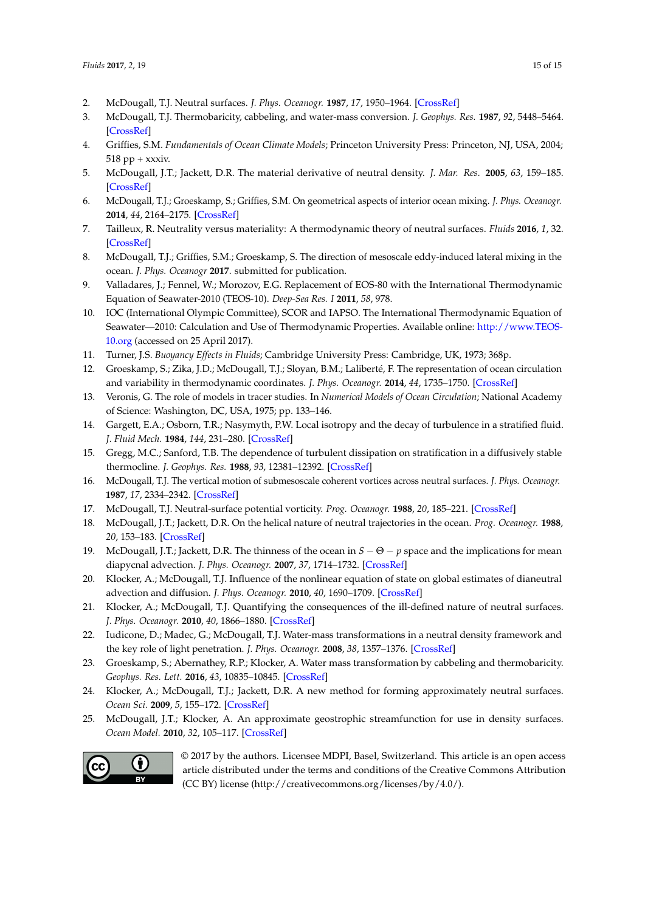2. McDougall, T.J. Neutral surfaces. *J. Phys. Oceanogr.* **1987**, *17*, 1950–1964. [CrossRef]
3. McDougall, T.J. Thermobaricity, cabbeling, and water-mass conversion. *J. Geophys. Res.* **1987**, *92*, 5448–5464. [CrossRef]
4. Griffies, S.M. *Fundamentals of Ocean Climate Models*; Princeton University Press: Princeton, NJ, USA, 2004; 518 pp + xxxiv.
5. McDougall, J.T.; Jackett, D.R. The material derivative of neutral density. *J. Mar. Res.* **2005**, *63*, 159–185. [CrossRef]
6. McDougall, T.J.; Groeskamp, S.; Griffies, S.M. On geometrical aspects of interior ocean mixing. *J. Phys. Oceanogr.* **2014**, *44*, 2164–2175. [CrossRef]
7. Tailleux, R. Neutrality versus materiality: A thermodynamic theory of neutral surfaces. *Fluids* **2016**, *1*, 32. [CrossRef]
8. McDougall, T.J.; Griffies, S.M.; Groeskamp, S. The direction of mesoscale eddy-induced lateral mixing in the ocean. *J. Phys. Oceanogr* **2017**. submitted for publication.
9. Valladares, J.; Fennel, W.; Morozov, E.G. Replacement of EOS-80 with the International Thermodynamic Equation of Seawater-2010 (TEOS-10). *Deep-Sea Res. I* **2011**, *58*, 978.
10. IOC (International Olympic Committee), SCOR and IAPSO. The International Thermodynamic Equation of Seawater—2010: Calculation and Use of Thermodynamic Properties. Available online: http://www.TEOS-10.org (accessed on 25 April 2017).
11. Turner, J.S. *Buoyancy Effects in Fluids*; Cambridge University Press: Cambridge, UK, 1973; 368p.
12. Groeskamp, S.; Zika, J.D.; McDougall, T.J.; Sloyan, B.M.; Laliberté, F. The representation of ocean circulation and variability in thermodynamic coordinates. *J. Phys. Oceanogr.* **2014**, *44*, 1735–1750. [CrossRef]
13. Veronis, G. The role of models in tracer studies. In *Numerical Models of Ocean Circulation*; National Academy of Science: Washington, DC, USA, 1975; pp. 133–146.
14. Gargett, E.A.; Osborn, T.R.; Nasymyth, P.W. Local isotropy and the decay of turbulence in a stratified fluid. *J. Fluid Mech.* **1984**, *144*, 231–280. [CrossRef]
15. Gregg, M.C.; Sanford, T.B. The dependence of turbulent dissipation on stratification in a diffusively stable thermocline. *J. Geophys. Res.* **1988**, *93*, 12381–12392. [CrossRef]
16. McDougall, T.J. The vertical motion of submesoscale coherent vortices across neutral surfaces. *J. Phys. Oceanogr.* **1987**, *17*, 2334–2342. [CrossRef]
17. McDougall, T.J. Neutral-surface potential vorticity. *Prog. Oceanogr.* **1988**, *20*, 185–221. [CrossRef]
18. McDougall, J.T.; Jackett, D.R. On the helical nature of neutral trajectories in the ocean. *Prog. Oceanogr.* **1988**, *20*, 153–183. [CrossRef]
19. McDougall, J.T.; Jackett, D.R. The thinness of the ocean in $S - \Theta - p$ space and the implications for mean diapycnal advection. *J. Phys. Oceanogr.* **2007**, *37*, 1714–1732. [CrossRef]
20. Klocker, A.; McDougall, T.J. Influence of the nonlinear equation of state on global estimates of dianeutral advection and diffusion. *J. Phys. Oceanogr.* **2010**, *40*, 1690–1709. [CrossRef]
21. Klocker, A.; McDougall, T.J. Quantifying the consequences of the ill-defined nature of neutral surfaces. *J. Phys. Oceanogr.* **2010**, *40*, 1866–1880. [CrossRef]
22. Iudicone, D.; Madec, G.; McDougall, T.J. Water-mass transformations in a neutral density framework and the key role of light penetration. *J. Phys. Oceanogr.* **2008**, *38*, 1357–1376. [CrossRef]
23. Groeskamp, S.; Abernathey, R.P.; Klocker, A. Water mass transformation by cabbeling and thermobaricity. *Geophys. Res. Lett.* **2016**, *43*, 10835–10845. [CrossRef]
24. Klocker, A.; McDougall, T.J.; Jackett, D.R. A new method for forming approximately neutral surfaces. *Ocean Sci.* **2009**, *5*, 155–172. [CrossRef]
25. McDougall, J.T.; Klocker, A. An approximate geostrophic streamfunction for use in density surfaces. *Ocean Model.* **2010**, *32*, 105–117. [CrossRef]

© 2017 by the authors. Licensee MDPI, Basel, Switzerland. This article is an open access article distributed under the terms and conditions of the Creative Commons Attribution (CC BY) license (http://creativecommons.org/licenses/by/4.0/).